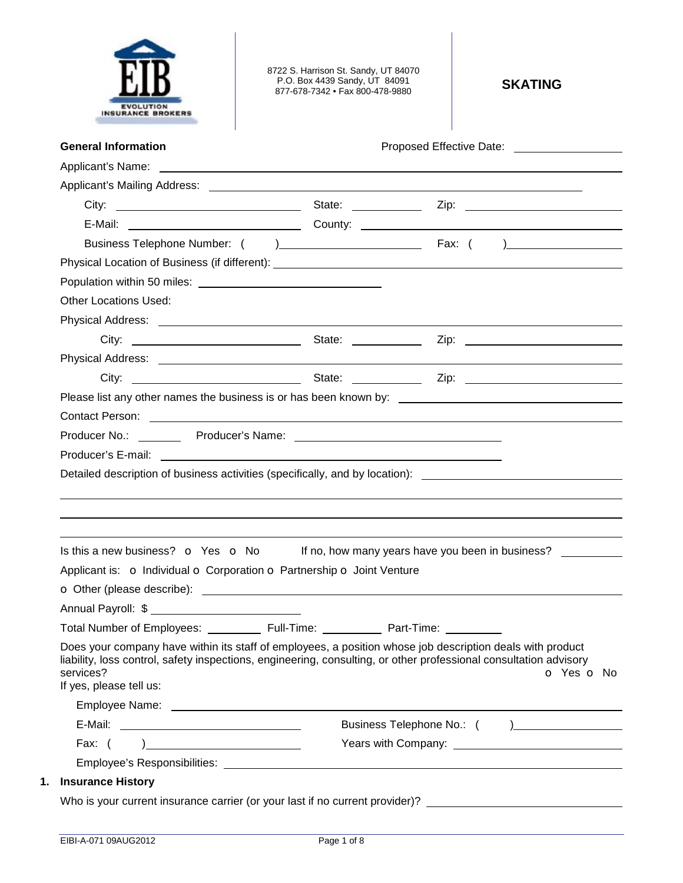EIB EVOLUTION INSURANCE BROKERS

8722 S. Harrison St. Sandy, UT 84070
P.O. Box 4439 Sandy, UT 84091
877-678-7342 • Fax 800-478-9880

# SKATING

**General Information** Proposed Effective Date: ________________

Applicant's Name: ________________________________________________

Applicant's Mailing Address: ________________________________________________

City: ____________________ State: __________ Zip: ____________________

E-Mail: ____________________ County: ____________________

Business Telephone Number: ( ) ____________________ Fax: ( ) ____________________

Physical Location of Business (if different): ________________________________________________

Population within 50 miles: ____________________

Other Locations Used:

Physical Address: ________________________________________________

City: ____________________ State: __________ Zip: ____________________

Physical Address: ________________________________________________

City: ____________________ State: __________ Zip: ____________________

Please list any other names the business is or has been known by: ____________________

Contact Person: ________________________________________________

Producer No.: ________ Producer's Name: ____________________

Producer's E-mail: ____________________

Detailed description of business activities (specifically, and by location): ____________________

________________________________________________

________________________________________________

________________________________________________

Is this a new business? o Yes o No If no, how many years have you been in business? __________

Applicant is: o Individual o Corporation o Partnership o Joint Venture

o Other (please describe): ________________________________________________

Annual Payroll: $ ____________________

Total Number of Employees: ________ Full-Time: ________ Part-Time: ________

Does your company have within its staff of employees, a position whose job description deals with product liability, loss control, safety inspections, engineering, consulting, or other professional consultation advisory services? o Yes o No

If yes, please tell us:

Employee Name: ________________________________________________

E-Mail: ____________________ Business Telephone No.: ( ) ____________________

Fax: ( ) ____________________ Years with Company: ____________________

Employee's Responsibilities: ________________________________________________

## 1. Insurance History

Who is your current insurance carrier (or your last if no current provider)? ____________________

EIBI-A-071 09AUG2012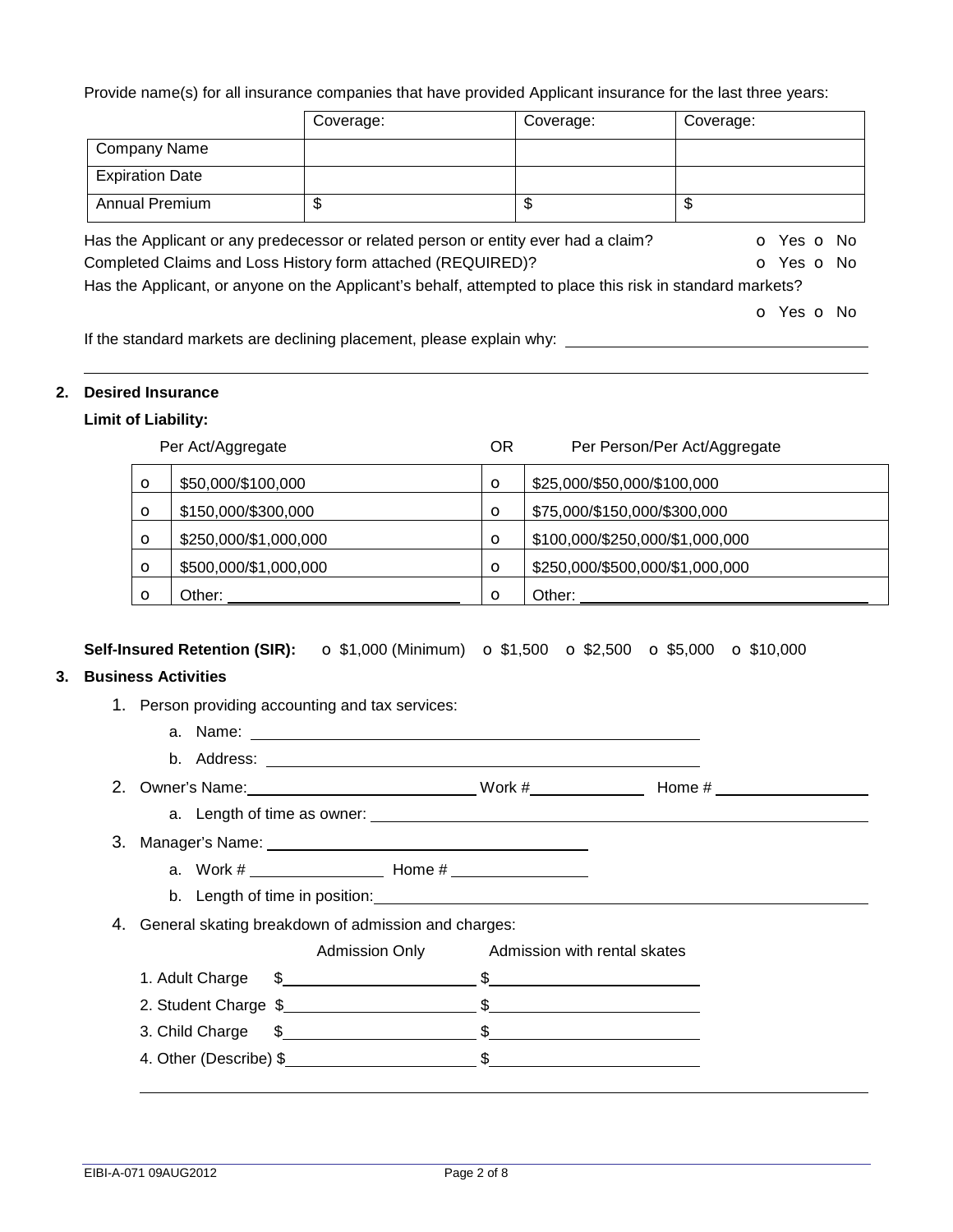Provide name(s) for all insurance companies that have provided Applicant insurance for the last three years:

| | Coverage: | Coverage: | Coverage: |
|---|---|---|---|
| Company Name | | | |
| Expiration Date | | | |
| Annual Premium | $ | $ | $ |

Has the Applicant or any predecessor or related person or entity ever had a claim? o Yes o No

Completed Claims and Loss History form attached (REQUIRED)? o Yes o No

Has the Applicant, or anyone on the Applicant's behalf, attempted to place this risk in standard markets?

o Yes o No

If the standard markets are declining placement, please explain why: ______________________________

______________________________________________________________________

## 2. Desired Insurance

**Limit of Liability:**

| | Per Act/Aggregate | | Per Person/Per Act/Aggregate |
|---|---|---|---|
| o | $50,000/$100,000 | o | $25,000/$50,000/$100,000 |
| o | $150,000/$300,000 | o | $75,000/$150,000/$300,000 |
| o | $250,000/$1,000,000 | o | $100,000/$250,000/$1,000,000 |
| o | $500,000/$1,000,000 | o | $250,000/$500,000/$1,000,000 |
| o | Other: ______________ | o | Other: ______________ |

(Per Act/Aggregate OR Per Person/Per Act/Aggregate)

**Self-Insured Retention (SIR):** o $1,000 (Minimum) o $1,500 o $2,500 o $5,000 o $10,000

## 3. Business Activities

1. Person providing accounting and tax services:
   a. Name: ______________________________
   b. Address: ______________________________
2. Owner's Name: ______________________________ Work # ______________ Home # ______________
   a. Length of time as owner: ______________________________
3. Manager's Name: ______________________________
   a. Work # ______________ Home # ______________
   b. Length of time in position: ______________________________
4. General skating breakdown of admission and charges:

| | Admission Only | Admission with rental skates |
|---|---|---|
| 1. Adult Charge | $ | $ |
| 2. Student Charge | $ | $ |
| 3. Child Charge | $ | $ |
| 4. Other (Describe) | $ | $ |

______________________________________________________________________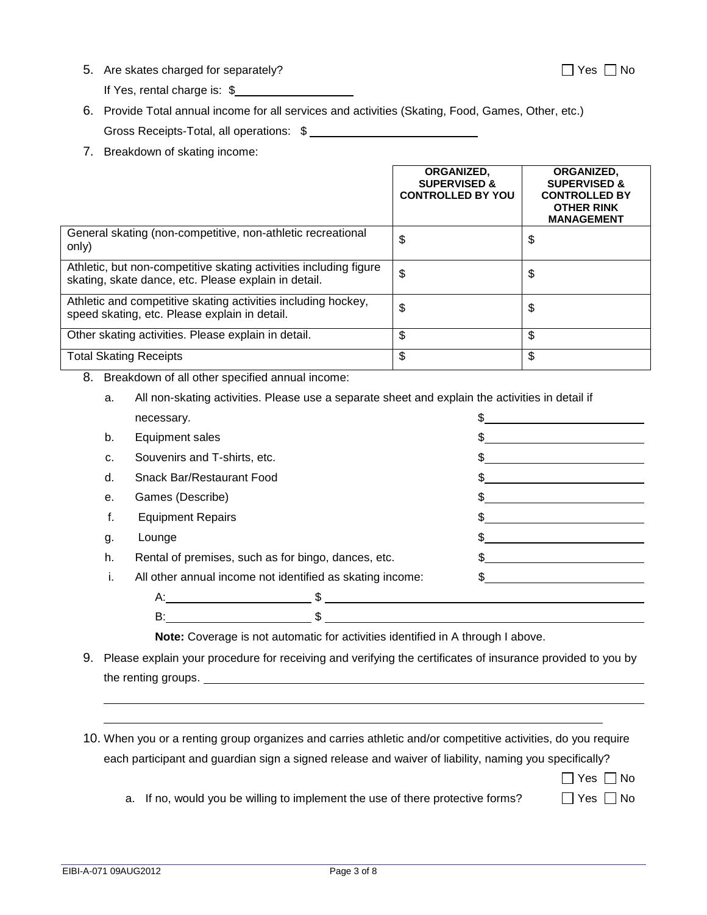5. Are skates charged for separately? ☐ Yes ☐ No

   If Yes, rental charge is: $\_\_\_\_\_\_\_\_\_\_\_\_\_\_\_\_\_\_

6. Provide Total annual income for all services and activities (Skating, Food, Games, Other, etc.)

   Gross Receipts-Total, all operations: $ \_\_\_\_\_\_\_\_\_\_\_\_\_\_\_\_\_\_\_\_\_\_\_\_\_\_

7. Breakdown of skating income:

| | **ORGANIZED, SUPERVISED & CONTROLLED BY YOU** | **ORGANIZED, SUPERVISED & CONTROLLED BY OTHER RINK MANAGEMENT** |
|---|---|---|
| General skating (non-competitive, non-athletic recreational only) | $ | $ |
| Athletic, but non-competitive skating activities including figure skating, skate dance, etc. Please explain in detail. | $ | $ |
| Athletic and competitive skating activities including hockey, speed skating, etc. Please explain in detail. | $ | $ |
| Other skating activities. Please explain in detail. | $ | $ |
| Total Skating Receipts | $ | $ |

8. Breakdown of all other specified annual income:

   a. All non-skating activities. Please use a separate sheet and explain the activities in detail if necessary. $\_\_\_\_\_\_\_\_\_\_\_\_\_\_\_\_\_\_\_\_\_\_\_\_

   b. Equipment sales $\_\_\_\_\_\_\_\_\_\_\_\_\_\_\_\_\_\_\_\_\_\_\_\_

   c. Souvenirs and T-shirts, etc. $\_\_\_\_\_\_\_\_\_\_\_\_\_\_\_\_\_\_\_\_\_\_\_\_

   d. Snack Bar/Restaurant Food $\_\_\_\_\_\_\_\_\_\_\_\_\_\_\_\_\_\_\_\_\_\_\_\_

   e. Games (Describe) $\_\_\_\_\_\_\_\_\_\_\_\_\_\_\_\_\_\_\_\_\_\_\_\_

   f. Equipment Repairs $\_\_\_\_\_\_\_\_\_\_\_\_\_\_\_\_\_\_\_\_\_\_\_\_

   g. Lounge $\_\_\_\_\_\_\_\_\_\_\_\_\_\_\_\_\_\_\_\_\_\_\_\_

   h. Rental of premises, such as for bingo, dances, etc. $\_\_\_\_\_\_\_\_\_\_\_\_\_\_\_\_\_\_\_\_\_\_\_\_

   i. All other annual income not identified as skating income: $\_\_\_\_\_\_\_\_\_\_\_\_\_\_\_\_\_\_\_\_\_\_\_\_

      A:\_\_\_\_\_\_\_\_\_\_\_\_\_\_\_\_\_\_\_\_\_\_ $ \_\_\_\_\_\_\_\_\_\_\_\_\_\_\_\_\_\_\_\_\_\_\_\_\_\_\_\_\_\_\_\_\_\_\_\_\_\_\_\_

      B:\_\_\_\_\_\_\_\_\_\_\_\_\_\_\_\_\_\_\_\_\_\_ $ \_\_\_\_\_\_\_\_\_\_\_\_\_\_\_\_\_\_\_\_\_\_\_\_\_\_\_\_\_\_\_\_\_\_\_\_\_\_\_\_

      **Note:** Coverage is not automatic for activities identified in A through I above.

9. Please explain your procedure for receiving and verifying the certificates of insurance provided to you by the renting groups. \_\_\_\_\_\_\_\_\_\_\_\_\_\_\_\_\_\_\_\_\_\_\_\_\_\_\_\_\_\_\_\_\_\_\_\_\_\_\_\_\_\_\_\_\_\_\_\_\_\_\_\_\_\_\_\_\_\_\_\_\_\_

   \_\_\_\_\_\_\_\_\_\_\_\_\_\_\_\_\_\_\_\_\_\_\_\_\_\_\_\_\_\_\_\_\_\_\_\_\_\_\_\_\_\_\_\_\_\_\_\_\_\_\_\_\_\_\_\_\_\_\_\_\_\_\_\_\_\_\_\_\_\_\_\_\_\_\_\_\_\_\_\_

   \_\_\_\_\_\_\_\_\_\_\_\_\_\_\_\_\_\_\_\_\_\_\_\_\_\_\_\_\_\_\_\_\_\_\_\_\_\_\_\_\_\_\_\_\_\_\_\_\_\_\_\_\_\_\_\_\_\_\_\_\_\_\_\_\_\_\_\_\_\_\_\_\_\_

10. When you or a renting group organizes and carries athletic and/or competitive activities, do you require each participant and guardian sign a signed release and waiver of liability, naming you specifically? ☐ Yes ☐ No

    a. If no, would you be willing to implement the use of there protective forms? ☐ Yes ☐ No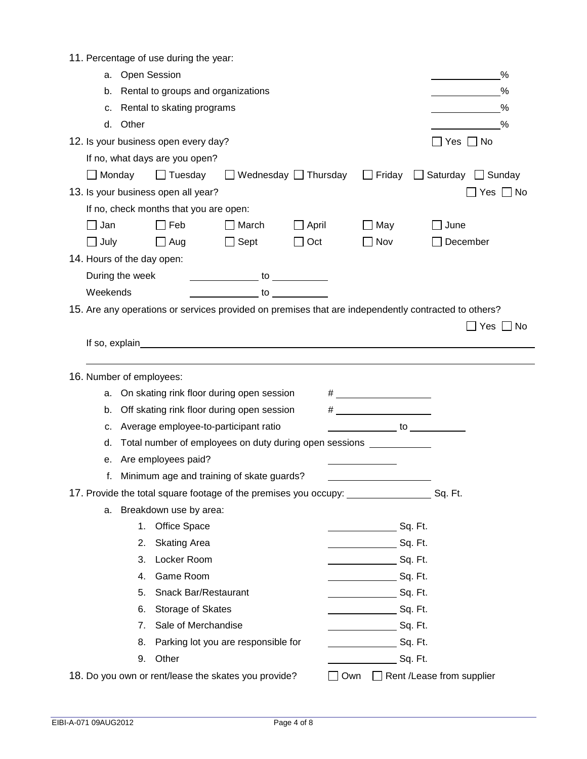11. Percentage of use during the year:

   a. Open Session ____________%

   b. Rental to groups and organizations ____________%

   c. Rental to skating programs ____________%

   d. Other ____________%

12. Is your business open every day? ☐ Yes ☐ No

   If no, what days are you open?

   ☐ Monday ☐ Tuesday ☐ Wednesday ☐ Thursday ☐ Friday ☐ Saturday ☐ Sunday

13. Is your business open all year? ☐ Yes ☐ No

   If no, check months that you are open:

   ☐ Jan ☐ Feb ☐ March ☐ April ☐ May ☐ June

   ☐ July ☐ Aug ☐ Sept ☐ Oct ☐ Nov ☐ December

14. Hours of the day open:

   During the week ____________ to ____________

   Weekends ____________ to ____________

15. Are any operations or services provided on premises that are independently contracted to others? ☐ Yes ☐ No

   If so, explain______________________________________________________________

   ______________________________________________________________________

16. Number of employees:

   a. On skating rink floor during open session # ____________

   b. Off skating rink floor during open session # ____________

   c. Average employee-to-participant ratio ____________ to ____________

   d. Total number of employees on duty during open sessions ____________

   e. Are employees paid? ____________

   f. Minimum age and training of skate guards? ____________

17. Provide the total square footage of the premises you occupy: ____________ Sq. Ft.

   a. Breakdown use by area:

      1. Office Space ____________ Sq. Ft.
      2. Skating Area ____________ Sq. Ft.
      3. Locker Room ____________ Sq. Ft.
      4. Game Room ____________ Sq. Ft.
      5. Snack Bar/Restaurant ____________ Sq. Ft.
      6. Storage of Skates ____________ Sq. Ft.
      7. Sale of Merchandise ____________ Sq. Ft.
      8. Parking lot you are responsible for ____________ Sq. Ft.
      9. Other ____________ Sq. Ft.

18. Do you own or rent/lease the skates you provide? ☐ Own ☐ Rent /Lease from supplier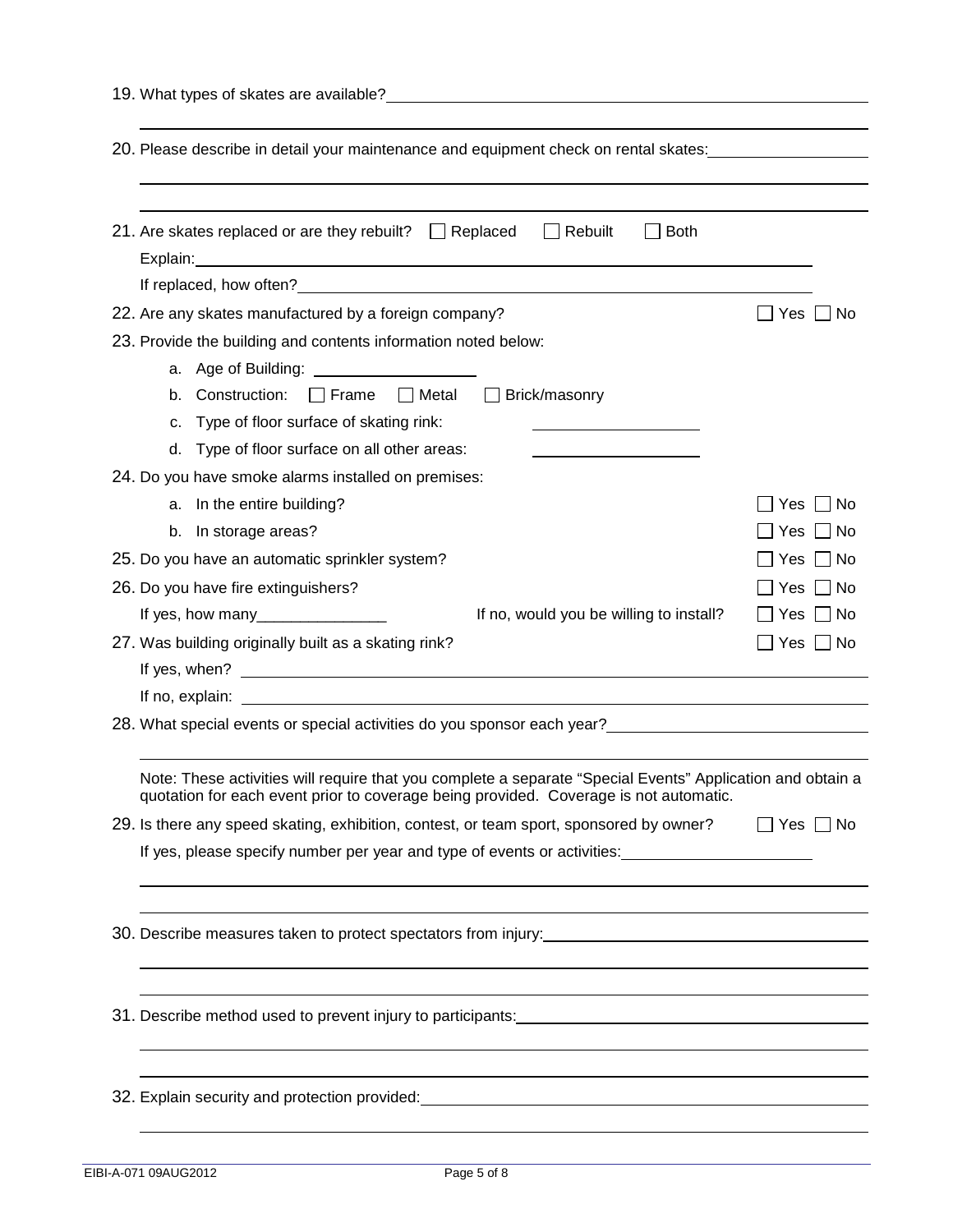19. What types of skates are available? ____________________________________________

____________________________________________

20. Please describe in detail your maintenance and equipment check on rental skates: ____________________

____________________________________________

____________________________________________

21. Are skates replaced or are they rebuilt? ☐ Replaced ☐ Rebuilt ☐ Both

Explain: ____________________________________________

If replaced, how often? ____________________________________________

22. Are any skates manufactured by a foreign company? ☐ Yes ☐ No

23. Provide the building and contents information noted below:

a. Age of Building: ____________________

b. Construction: ☐ Frame ☐ Metal ☐ Brick/masonry

c. Type of floor surface of skating rink: ____________________

d. Type of floor surface on all other areas: ____________________

24. Do you have smoke alarms installed on premises:

a. In the entire building? ☐ Yes ☐ No

b. In storage areas? ☐ Yes ☐ No

25. Do you have an automatic sprinkler system? ☐ Yes ☐ No

26. Do you have fire extinguishers? ☐ Yes ☐ No

If yes, how many_______________ If no, would you be willing to install? ☐ Yes ☐ No

27. Was building originally built as a skating rink? ☐ Yes ☐ No

If yes, when? ____________________________________________

If no, explain: ____________________________________________

28. What special events or special activities do you sponsor each year? ____________________

____________________________________________

Note: These activities will require that you complete a separate "Special Events" Application and obtain a quotation for each event prior to coverage being provided. Coverage is not automatic.

29. Is there any speed skating, exhibition, contest, or team sport, sponsored by owner? ☐ Yes ☐ No

If yes, please specify number per year and type of events or activities: ____________________

____________________________________________

____________________________________________

30. Describe measures taken to protect spectators from injury: ____________________

____________________________________________

____________________________________________

31. Describe method used to prevent injury to participants: ____________________

____________________________________________

____________________________________________

32. Explain security and protection provided: ____________________

____________________________________________

EIBI-A-071 09AUG2012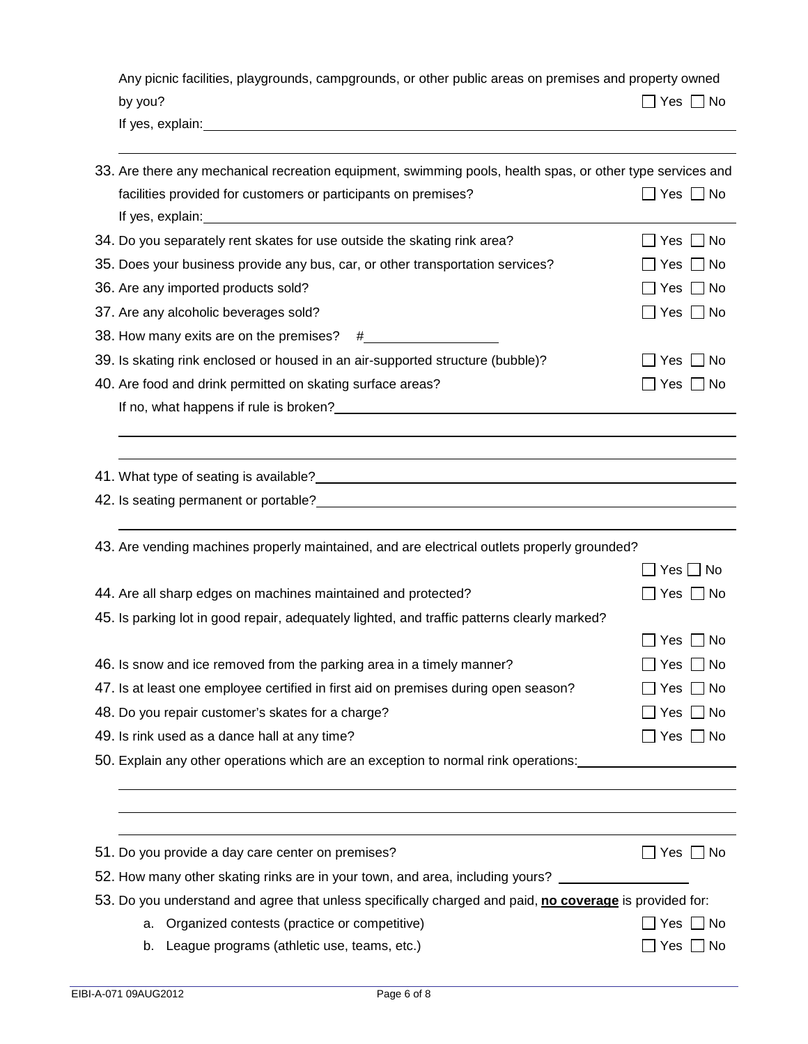Any picnic facilities, playgrounds, campgrounds, or other public areas on premises and property owned by you? ☐ Yes ☐ No

If yes, explain: ______________________________________________

______________________________________________

33. Are there any mechanical recreation equipment, swimming pools, health spas, or other type services and facilities provided for customers or participants on premises? ☐ Yes ☐ No

    If yes, explain: ______________________________________________

34. Do you separately rent skates for use outside the skating rink area? ☐ Yes ☐ No

35. Does your business provide any bus, car, or other transportation services? ☐ Yes ☐ No

36. Are any imported products sold? ☐ Yes ☐ No

37. Are any alcoholic beverages sold? ☐ Yes ☐ No

38. How many exits are on the premises? # __________________

39. Is skating rink enclosed or housed in an air-supported structure (bubble)? ☐ Yes ☐ No

40. Are food and drink permitted on skating surface areas? ☐ Yes ☐ No

    If no, what happens if rule is broken? ______________________________________________

    ______________________________________________

    ______________________________________________

41. What type of seating is available? ______________________________________________

42. Is seating permanent or portable? ______________________________________________

    ______________________________________________

43. Are vending machines properly maintained, and are electrical outlets properly grounded? ☐ Yes ☐ No

44. Are all sharp edges on machines maintained and protected? ☐ Yes ☐ No

45. Is parking lot in good repair, adequately lighted, and traffic patterns clearly marked? ☐ Yes ☐ No

46. Is snow and ice removed from the parking area in a timely manner? ☐ Yes ☐ No

47. Is at least one employee certified in first aid on premises during open season? ☐ Yes ☐ No

48. Do you repair customer's skates for a charge? ☐ Yes ☐ No

49. Is rink used as a dance hall at any time? ☐ Yes ☐ No

50. Explain any other operations which are an exception to normal rink operations: ______________________

    ______________________________________________

    ______________________________________________

    ______________________________________________

51. Do you provide a day care center on premises? ☐ Yes ☐ No

52. How many other skating rinks are in your town, and area, including yours? __________________

53. Do you understand and agree that unless specifically charged and paid, **no coverage** is provided for:

    a. Organized contests (practice or competitive) ☐ Yes ☐ No

    b. League programs (athletic use, teams, etc.) ☐ Yes ☐ No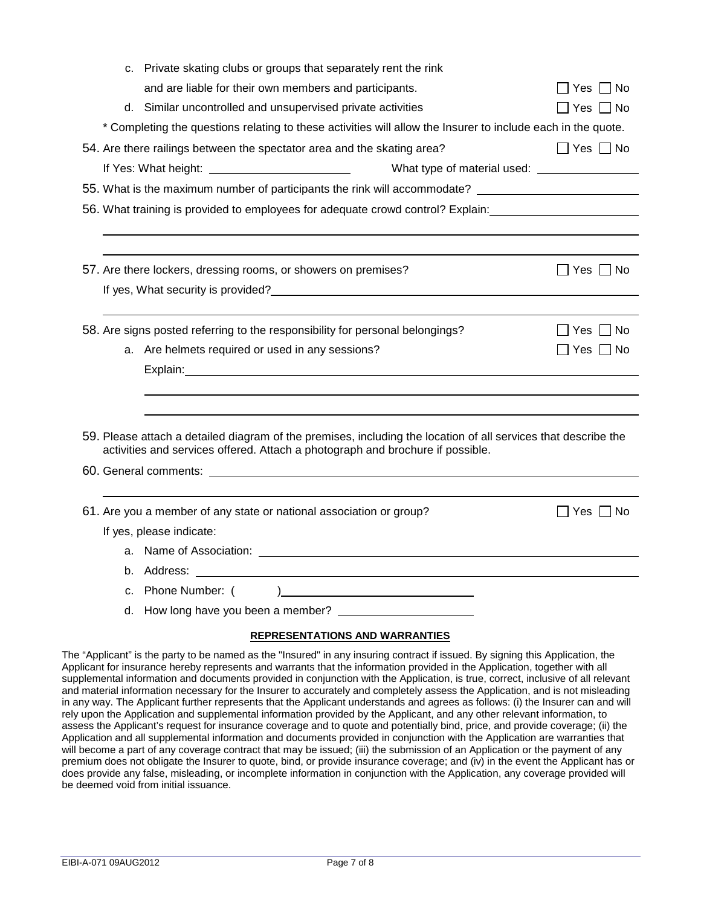c. Private skating clubs or groups that separately rent the rink and are liable for their own members and participants. ☐ Yes ☐ No

d. Similar uncontrolled and unsupervised private activities ☐ Yes ☐ No

* Completing the questions relating to these activities will allow the Insurer to include each in the quote.

54. Are there railings between the spectator area and the skating area? ☐ Yes ☐ No

If Yes: What height: ______________________ What type of material used: ________________

55. What is the maximum number of participants the rink will accommodate? ________________________

56. What training is provided to employees for adequate crowd control? Explain: ______________________

______________________________________________________________________________

______________________________________________________________________________

57. Are there lockers, dressing rooms, or showers on premises? ☐ Yes ☐ No

If yes, What security is provided? ______________________________________________________

______________________________________________________________________________

58. Are signs posted referring to the responsibility for personal belongings? ☐ Yes ☐ No

a. Are helmets required or used in any sessions? ☐ Yes ☐ No

Explain: ______________________________________________________________________

______________________________________________________________________________

______________________________________________________________________________

59. Please attach a detailed diagram of the premises, including the location of all services that describe the activities and services offered. Attach a photograph and brochure if possible.

60. General comments: _______________________________________________________________

______________________________________________________________________________

61. Are you a member of any state or national association or group? ☐ Yes ☐ No

If yes, please indicate:

a. Name of Association: ______________________________________________________

b. Address: ______________________________________________________________

c. Phone Number: (        ) ______________________________

d. How long have you been a member? ______________________

## REPRESENTATIONS AND WARRANTIES

The "Applicant" is the party to be named as the "Insured" in any insuring contract if issued. By signing this Application, the Applicant for insurance hereby represents and warrants that the information provided in the Application, together with all supplemental information and documents provided in conjunction with the Application, is true, correct, inclusive of all relevant and material information necessary for the Insurer to accurately and completely assess the Application, and is not misleading in any way. The Applicant further represents that the Applicant understands and agrees as follows: (i) the Insurer can and will rely upon the Application and supplemental information provided by the Applicant, and any other relevant information, to assess the Applicant's request for insurance coverage and to quote and potentially bind, price, and provide coverage; (ii) the Application and all supplemental information and documents provided in conjunction with the Application are warranties that will become a part of any coverage contract that may be issued; (iii) the submission of an Application or the payment of any premium does not obligate the Insurer to quote, bind, or provide insurance coverage; and (iv) in the event the Applicant has or does provide any false, misleading, or incomplete information in conjunction with the Application, any coverage provided will be deemed void from initial issuance.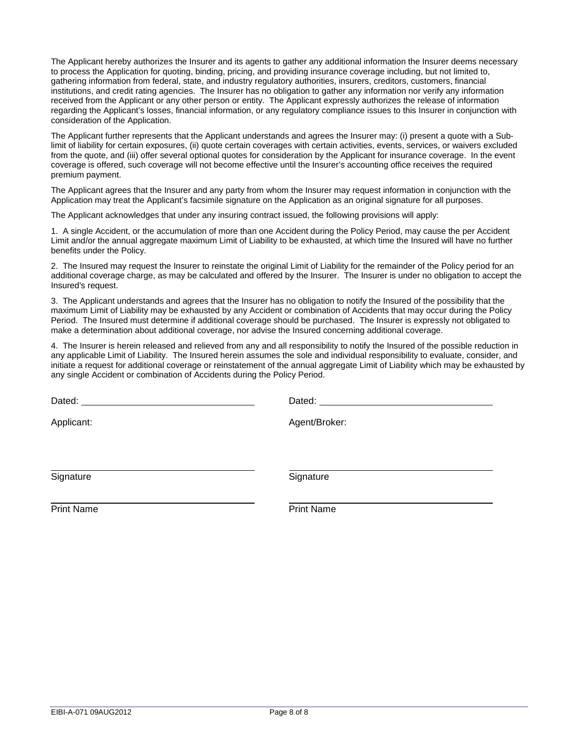The Applicant hereby authorizes the Insurer and its agents to gather any additional information the Insurer deems necessary to process the Application for quoting, binding, pricing, and providing insurance coverage including, but not limited to, gathering information from federal, state, and industry regulatory authorities, insurers, creditors, customers, financial institutions, and credit rating agencies. The Insurer has no obligation to gather any information nor verify any information received from the Applicant or any other person or entity. The Applicant expressly authorizes the release of information regarding the Applicant's losses, financial information, or any regulatory compliance issues to this Insurer in conjunction with consideration of the Application.

The Applicant further represents that the Applicant understands and agrees the Insurer may: (i) present a quote with a Sub-limit of liability for certain exposures, (ii) quote certain coverages with certain activities, events, services, or waivers excluded from the quote, and (iii) offer several optional quotes for consideration by the Applicant for insurance coverage. In the event coverage is offered, such coverage will not become effective until the Insurer's accounting office receives the required premium payment.

The Applicant agrees that the Insurer and any party from whom the Insurer may request information in conjunction with the Application may treat the Applicant's facsimile signature on the Application as an original signature for all purposes.

The Applicant acknowledges that under any insuring contract issued, the following provisions will apply:

1. A single Accident, or the accumulation of more than one Accident during the Policy Period, may cause the per Accident Limit and/or the annual aggregate maximum Limit of Liability to be exhausted, at which time the Insured will have no further benefits under the Policy.

2. The Insured may request the Insurer to reinstate the original Limit of Liability for the remainder of the Policy period for an additional coverage charge, as may be calculated and offered by the Insurer. The Insurer is under no obligation to accept the Insured's request.

3. The Applicant understands and agrees that the Insurer has no obligation to notify the Insured of the possibility that the maximum Limit of Liability may be exhausted by any Accident or combination of Accidents that may occur during the Policy Period. The Insured must determine if additional coverage should be purchased. The Insurer is expressly not obligated to make a determination about additional coverage, nor advise the Insured concerning additional coverage.

4. The Insurer is herein released and relieved from any and all responsibility to notify the Insured of the possible reduction in any applicable Limit of Liability. The Insured herein assumes the sole and individual responsibility to evaluate, consider, and initiate a request for additional coverage or reinstatement of the annual aggregate Limit of Liability which may be exhausted by any single Accident or combination of Accidents during the Policy Period.

Dated: ______________________________

Applicant:

______________________________
Signature

______________________________
Print Name

Dated: ______________________________

Agent/Broker:

______________________________
Signature

______________________________
Print Name

EIBI-A-071 09AUG2012